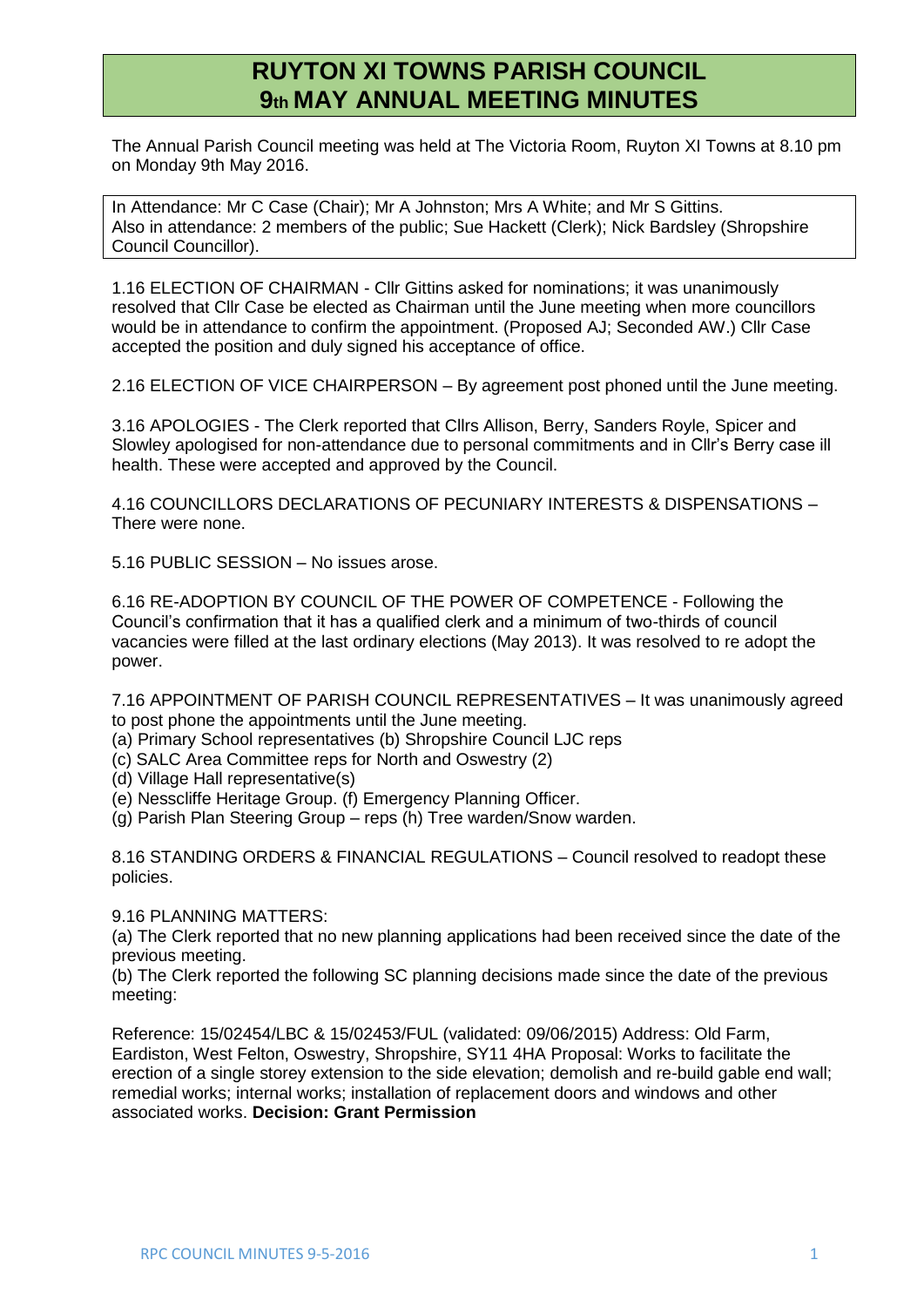# RUYTON XI TOWNS PARISH COUNCIL
# 9th MAY ANNUAL MEETING MINUTES

The Annual Parish Council meeting was held at The Victoria Room, Ruyton XI Towns at 8.10 pm on Monday 9th May 2016.

In Attendance: Mr C Case (Chair); Mr A Johnston; Mrs A White; and Mr S Gittins.
Also in attendance: 2 members of the public; Sue Hackett (Clerk); Nick Bardsley (Shropshire Council Councillor).

1.16 ELECTION OF CHAIRMAN - Cllr Gittins asked for nominations; it was unanimously resolved that Cllr Case be elected as Chairman until the June meeting when more councillors would be in attendance to confirm the appointment. (Proposed AJ; Seconded AW.) Cllr Case accepted the position and duly signed his acceptance of office.

2.16 ELECTION OF VICE CHAIRPERSON – By agreement post phoned until the June meeting.

3.16 APOLOGIES - The Clerk reported that Cllrs Allison, Berry, Sanders Royle, Spicer and Slowley apologised for non-attendance due to personal commitments and in Cllr's Berry case ill health. These were accepted and approved by the Council.

4.16 COUNCILLORS DECLARATIONS OF PECUNIARY INTERESTS & DISPENSATIONS – There were none.

5.16 PUBLIC SESSION – No issues arose.

6.16 RE-ADOPTION BY COUNCIL OF THE POWER OF COMPETENCE - Following the Council's confirmation that it has a qualified clerk and a minimum of two-thirds of council vacancies were filled at the last ordinary elections (May 2013). It was resolved to re adopt the power.

7.16 APPOINTMENT OF PARISH COUNCIL REPRESENTATIVES – It was unanimously agreed to post phone the appointments until the June meeting.
(a) Primary School representatives (b) Shropshire Council LJC reps
(c) SALC Area Committee reps for North and Oswestry (2)
(d) Village Hall representative(s)
(e) Nesscliffe Heritage Group. (f) Emergency Planning Officer.
(g) Parish Plan Steering Group – reps (h) Tree warden/Snow warden.

8.16 STANDING ORDERS & FINANCIAL REGULATIONS – Council resolved to readopt these policies.

9.16 PLANNING MATTERS:
(a) The Clerk reported that no new planning applications had been received since the date of the previous meeting.
(b) The Clerk reported the following SC planning decisions made since the date of the previous meeting:

Reference: 15/02454/LBC & 15/02453/FUL (validated: 09/06/2015) Address: Old Farm, Eardiston, West Felton, Oswestry, Shropshire, SY11 4HA Proposal: Works to facilitate the erection of a single storey extension to the side elevation; demolish and re-build gable end wall; remedial works; internal works; installation of replacement doors and windows and other associated works. **Decision: Grant Permission**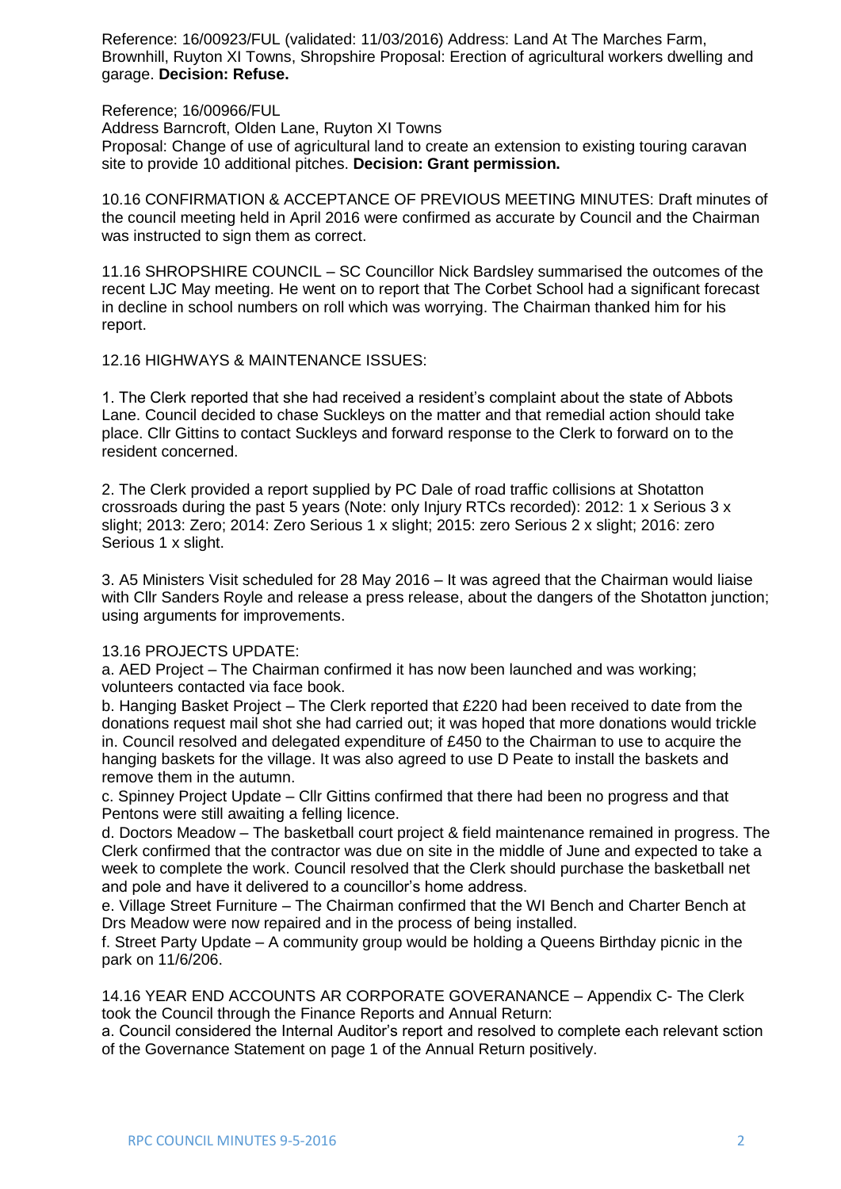Reference: 16/00923/FUL (validated: 11/03/2016) Address: Land At The Marches Farm, Brownhill, Ruyton XI Towns, Shropshire Proposal: Erection of agricultural workers dwelling and garage. **Decision: Refuse.**

Reference; 16/00966/FUL
Address Barncroft, Olden Lane, Ruyton XI Towns
Proposal: Change of use of agricultural land to create an extension to existing touring caravan site to provide 10 additional pitches. **Decision: Grant permission.**

10.16 CONFIRMATION & ACCEPTANCE OF PREVIOUS MEETING MINUTES: Draft minutes of the council meeting held in April 2016 were confirmed as accurate by Council and the Chairman was instructed to sign them as correct.

11.16 SHROPSHIRE COUNCIL – SC Councillor Nick Bardsley summarised the outcomes of the recent LJC May meeting. He went on to report that The Corbet School had a significant forecast in decline in school numbers on roll which was worrying. The Chairman thanked him for his report.

12.16 HIGHWAYS & MAINTENANCE ISSUES:

1. The Clerk reported that she had received a resident's complaint about the state of Abbots Lane. Council decided to chase Suckleys on the matter and that remedial action should take place. Cllr Gittins to contact Suckleys and forward response to the Clerk to forward on to the resident concerned.

2. The Clerk provided a report supplied by PC Dale of road traffic collisions at Shotatton crossroads during the past 5 years (Note: only Injury RTCs recorded): 2012: 1 x Serious 3 x slight; 2013: Zero; 2014: Zero Serious 1 x slight; 2015: zero Serious 2 x slight; 2016: zero Serious 1 x slight.

3. A5 Ministers Visit scheduled for 28 May 2016 – It was agreed that the Chairman would liaise with Cllr Sanders Royle and release a press release, about the dangers of the Shotatton junction; using arguments for improvements.

13.16 PROJECTS UPDATE:

a. AED Project – The Chairman confirmed it has now been launched and was working; volunteers contacted via face book.
b. Hanging Basket Project – The Clerk reported that £220 had been received to date from the donations request mail shot she had carried out; it was hoped that more donations would trickle in. Council resolved and delegated expenditure of £450 to the Chairman to use to acquire the hanging baskets for the village. It was also agreed to use D Peate to install the baskets and remove them in the autumn.
c. Spinney Project Update – Cllr Gittins confirmed that there had been no progress and that Pentons were still awaiting a felling licence.
d. Doctors Meadow – The basketball court project & field maintenance remained in progress. The Clerk confirmed that the contractor was due on site in the middle of June and expected to take a week to complete the work. Council resolved that the Clerk should purchase the basketball net and pole and have it delivered to a councillor's home address.
e. Village Street Furniture – The Chairman confirmed that the WI Bench and Charter Bench at Drs Meadow were now repaired and in the process of being installed.
f. Street Party Update – A community group would be holding a Queens Birthday picnic in the park on 11/6/206.

14.16 YEAR END ACCOUNTS AR CORPORATE GOVERANANCE – Appendix C- The Clerk took the Council through the Finance Reports and Annual Return:

a. Council considered the Internal Auditor's report and resolved to complete each relevant sction of the Governance Statement on page 1 of the Annual Return positively.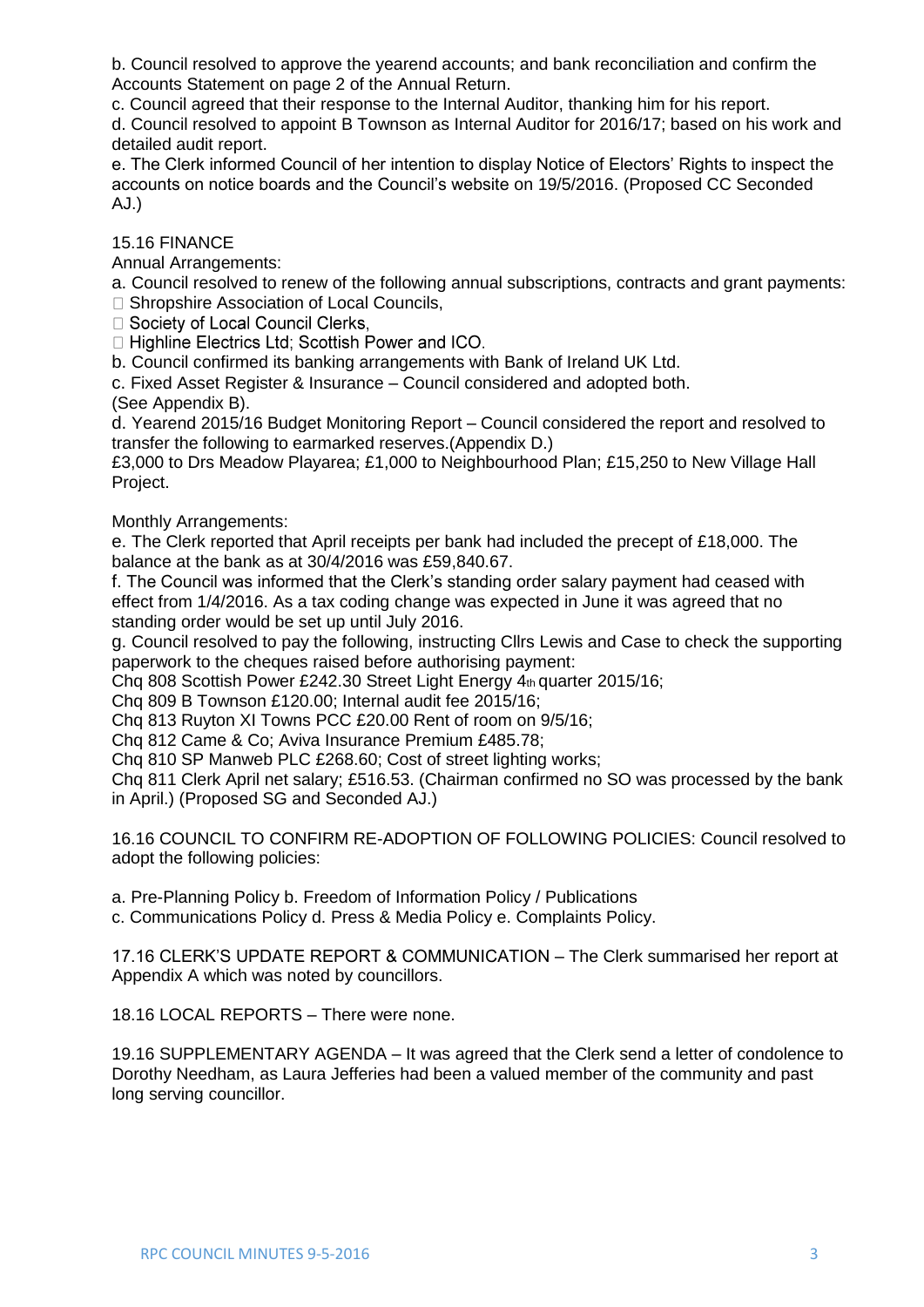b. Council resolved to approve the yearend accounts; and bank reconciliation and confirm the Accounts Statement on page 2 of the Annual Return.

c. Council agreed that their response to the Internal Auditor, thanking him for his report.

d. Council resolved to appoint B Townson as Internal Auditor for 2016/17; based on his work and detailed audit report.

e. The Clerk informed Council of her intention to display Notice of Electors' Rights to inspect the accounts on notice boards and the Council's website on 19/5/2016. (Proposed CC Seconded AJ.)

15.16 FINANCE

Annual Arrangements:

a. Council resolved to renew of the following annual subscriptions, contracts and grant payments:

- Shropshire Association of Local Councils,
- Society of Local Council Clerks,
- Highline Electrics Ltd; Scottish Power and ICO.

b. Council confirmed its banking arrangements with Bank of Ireland UK Ltd.

c. Fixed Asset Register & Insurance – Council considered and adopted both. (See Appendix B).

d. Yearend 2015/16 Budget Monitoring Report – Council considered the report and resolved to transfer the following to earmarked reserves.(Appendix D.)

£3,000 to Drs Meadow Playarea; £1,000 to Neighbourhood Plan; £15,250 to New Village Hall Project.

Monthly Arrangements:

e. The Clerk reported that April receipts per bank had included the precept of £18,000. The balance at the bank as at 30/4/2016 was £59,840.67.

f. The Council was informed that the Clerk's standing order salary payment had ceased with effect from 1/4/2016. As a tax coding change was expected in June it was agreed that no standing order would be set up until July 2016.

g. Council resolved to pay the following, instructing Cllrs Lewis and Case to check the supporting paperwork to the cheques raised before authorising payment:

Chq 808 Scottish Power £242.30 Street Light Energy 4th quarter 2015/16;
Chq 809 B Townson £120.00; Internal audit fee 2015/16;
Chq 813 Ruyton XI Towns PCC £20.00 Rent of room on 9/5/16;
Chq 812 Came & Co; Aviva Insurance Premium £485.78;
Chq 810 SP Manweb PLC £268.60; Cost of street lighting works;
Chq 811 Clerk April net salary; £516.53. (Chairman confirmed no SO was processed by the bank in April.) (Proposed SG and Seconded AJ.)

16.16 COUNCIL TO CONFIRM RE-ADOPTION OF FOLLOWING POLICIES: Council resolved to adopt the following policies:

a. Pre-Planning Policy b. Freedom of Information Policy / Publications
c. Communications Policy d. Press & Media Policy e. Complaints Policy.

17.16 CLERK'S UPDATE REPORT & COMMUNICATION – The Clerk summarised her report at Appendix A which was noted by councillors.

18.16 LOCAL REPORTS – There were none.

19.16 SUPPLEMENTARY AGENDA – It was agreed that the Clerk send a letter of condolence to Dorothy Needham, as Laura Jefferies had been a valued member of the community and past long serving councillor.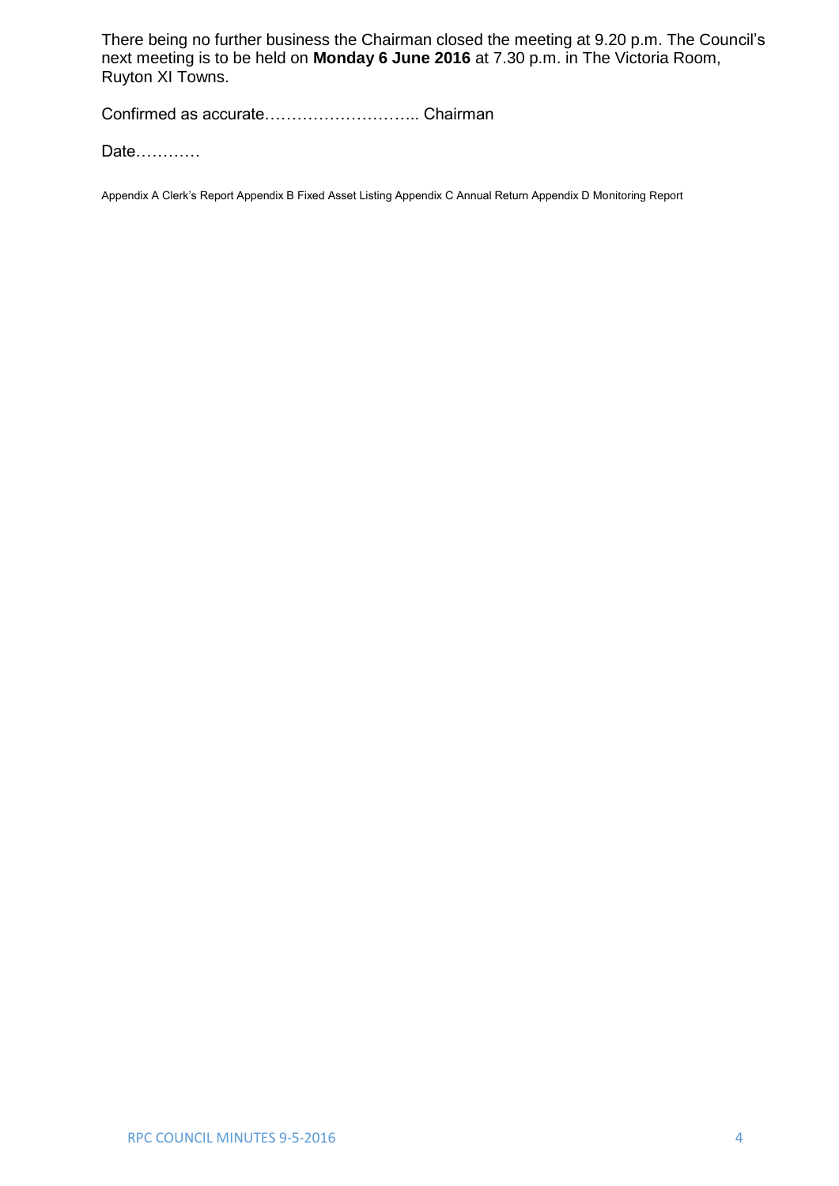There being no further business the Chairman closed the meeting at 9.20 p.m. The Council's next meeting is to be held on **Monday 6 June 2016** at 7.30 p.m. in The Victoria Room, Ruyton XI Towns.

Confirmed as accurate……………………….. Chairman

Date…………

Appendix A Clerk's Report Appendix B Fixed Asset Listing Appendix C Annual Return Appendix D Monitoring Report